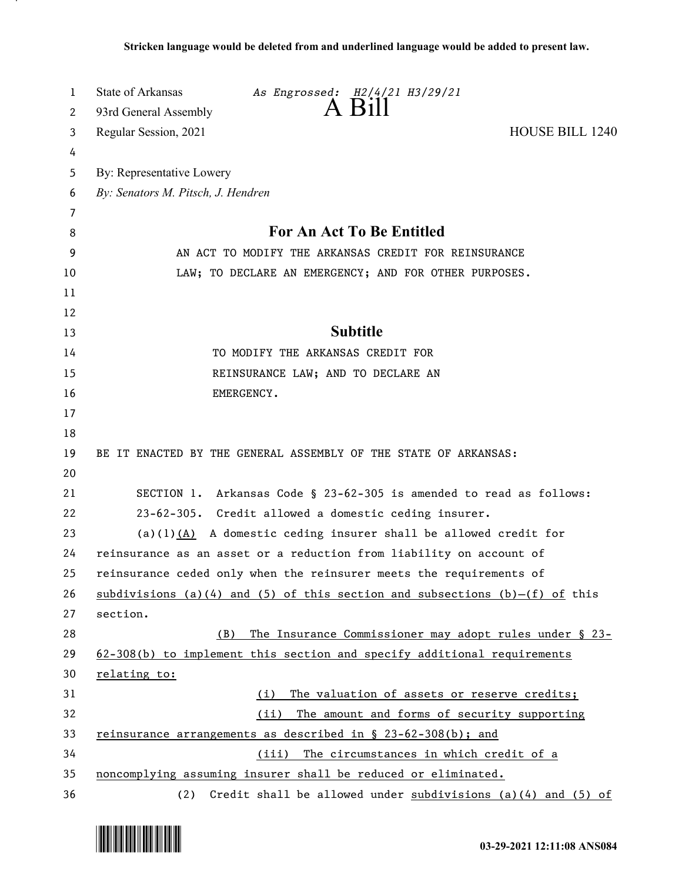Stricken language would be deleted from and underlined language would be added to present law.

State of Arkansas *As Engrossed: H2/4/21 H3/29/21*
93rd General Assembly
# A Bill
Regular Session, 2021 HOUSE BILL 1240

By: Representative Lowery
*By: Senators M. Pitsch, J. Hendren*

## For An Act To Be Entitled

AN ACT TO MODIFY THE ARKANSAS CREDIT FOR REINSURANCE LAW; TO DECLARE AN EMERGENCY; AND FOR OTHER PURPOSES.

## Subtitle

TO MODIFY THE ARKANSAS CREDIT FOR REINSURANCE LAW; AND TO DECLARE AN EMERGENCY.

BE IT ENACTED BY THE GENERAL ASSEMBLY OF THE STATE OF ARKANSAS:

SECTION 1. Arkansas Code § 23-62-305 is amended to read as follows:

23-62-305. Credit allowed a domestic ceding insurer.

(a)(1)<u>(A)</u> A domestic ceding insurer shall be allowed credit for reinsurance as an asset or a reduction from liability on account of reinsurance ceded only when the reinsurer meets the requirements of <u>subdivisions (a)(4) and (5) of this section and subsections (b)–(f) of</u> this section.

<u>(B) The Insurance Commissioner may adopt rules under § 23-62-308(b) to implement this section and specify additional requirements relating to:</u>

<u>(i) The valuation of assets or reserve credits;</u>

<u>(ii) The amount and forms of security supporting reinsurance arrangements as described in § 23-62-308(b); and</u>

<u>(iii) The circumstances in which credit of a noncomplying assuming insurer shall be reduced or eliminated.</u>

(2) Credit shall be allowed under <u>subdivisions (a)(4) and (5) of</u>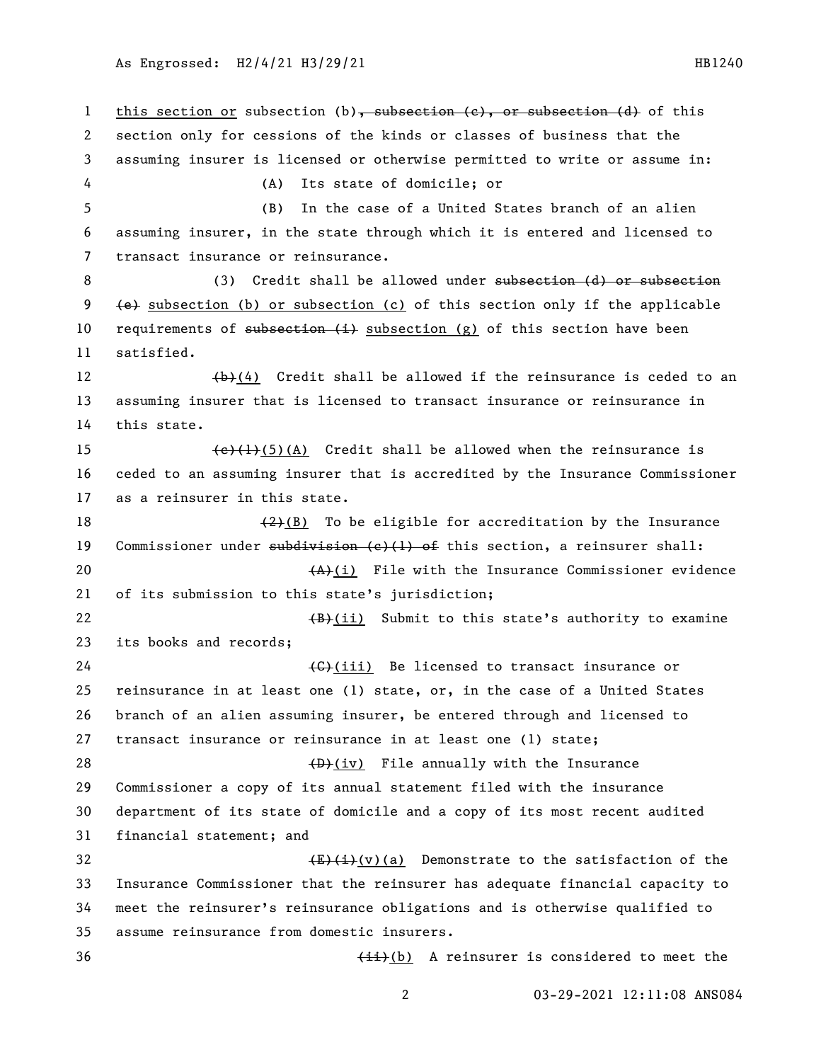this section or subsection (b), ~~subsection (c), or subsection (d)~~ of this section only for cessions of the kinds or classes of business that the assuming insurer is licensed or otherwise permitted to write or assume in:

(A) Its state of domicile; or

(B) In the case of a United States branch of an alien assuming insurer, in the state through which it is entered and licensed to transact insurance or reinsurance.

(3) Credit shall be allowed under ~~subsection (d) or subsection (e)~~ subsection (b) or subsection (c) of this section only if the applicable requirements of ~~subsection (i)~~ subsection (g) of this section have been satisfied.

~~(b)~~(4) Credit shall be allowed if the reinsurance is ceded to an assuming insurer that is licensed to transact insurance or reinsurance in this state.

~~(c)(1)~~(5)(A) Credit shall be allowed when the reinsurance is ceded to an assuming insurer that is accredited by the Insurance Commissioner as a reinsurer in this state.

~~(2)~~(B) To be eligible for accreditation by the Insurance Commissioner under ~~subdivision (c)(1) of~~ this section, a reinsurer shall:

~~(A)~~(i) File with the Insurance Commissioner evidence of its submission to this state's jurisdiction;

~~(B)~~(ii) Submit to this state's authority to examine its books and records;

~~(C)~~(iii) Be licensed to transact insurance or reinsurance in at least one (1) state, or, in the case of a United States branch of an alien assuming insurer, be entered through and licensed to transact insurance or reinsurance in at least one (1) state;

~~(D)~~(iv) File annually with the Insurance Commissioner a copy of its annual statement filed with the insurance department of its state of domicile and a copy of its most recent audited financial statement; and

~~(E)(i)~~(v)(a) Demonstrate to the satisfaction of the Insurance Commissioner that the reinsurer has adequate financial capacity to meet the reinsurer's reinsurance obligations and is otherwise qualified to assume reinsurance from domestic insurers.

~~(ii)~~(b) A reinsurer is considered to meet the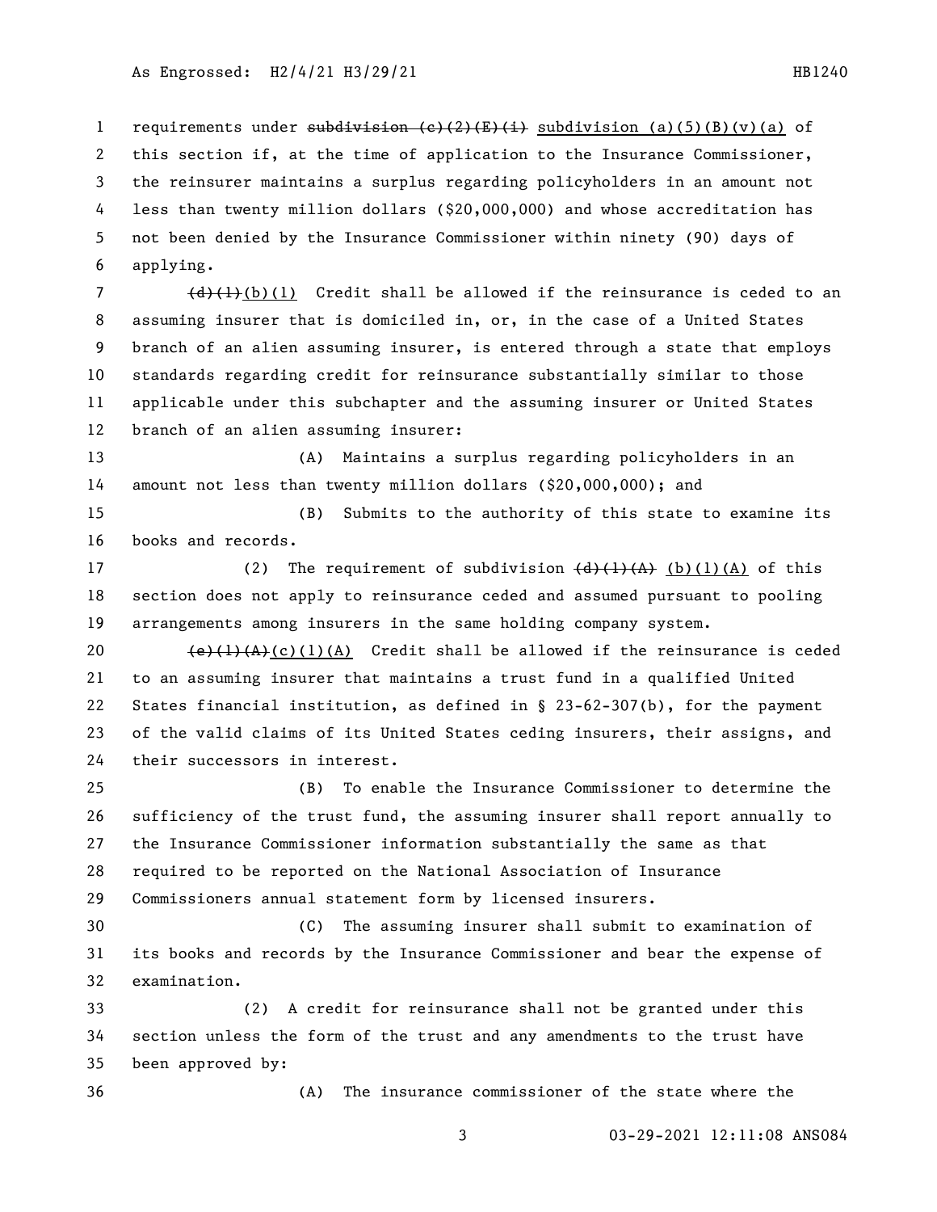requirements under ~~subdivision (c)(2)(E)(i)~~ subdivision (a)(5)(B)(v)(a) of this section if, at the time of application to the Insurance Commissioner, the reinsurer maintains a surplus regarding policyholders in an amount not less than twenty million dollars ($20,000,000) and whose accreditation has not been denied by the Insurance Commissioner within ninety (90) days of applying.

~~(d)(1)~~(b)(1) Credit shall be allowed if the reinsurance is ceded to an assuming insurer that is domiciled in, or, in the case of a United States branch of an alien assuming insurer, is entered through a state that employs standards regarding credit for reinsurance substantially similar to those applicable under this subchapter and the assuming insurer or United States branch of an alien assuming insurer:

(A) Maintains a surplus regarding policyholders in an amount not less than twenty million dollars ($20,000,000); and

(B) Submits to the authority of this state to examine its books and records.

(2) The requirement of subdivision ~~(d)(1)(A)~~ (b)(1)(A) of this section does not apply to reinsurance ceded and assumed pursuant to pooling arrangements among insurers in the same holding company system.

~~(e)(1)(A)~~(c)(1)(A) Credit shall be allowed if the reinsurance is ceded to an assuming insurer that maintains a trust fund in a qualified United States financial institution, as defined in § 23-62-307(b), for the payment of the valid claims of its United States ceding insurers, their assigns, and their successors in interest.

(B) To enable the Insurance Commissioner to determine the sufficiency of the trust fund, the assuming insurer shall report annually to the Insurance Commissioner information substantially the same as that required to be reported on the National Association of Insurance Commissioners annual statement form by licensed insurers.

(C) The assuming insurer shall submit to examination of its books and records by the Insurance Commissioner and bear the expense of examination.

(2) A credit for reinsurance shall not be granted under this section unless the form of the trust and any amendments to the trust have been approved by:

(A) The insurance commissioner of the state where the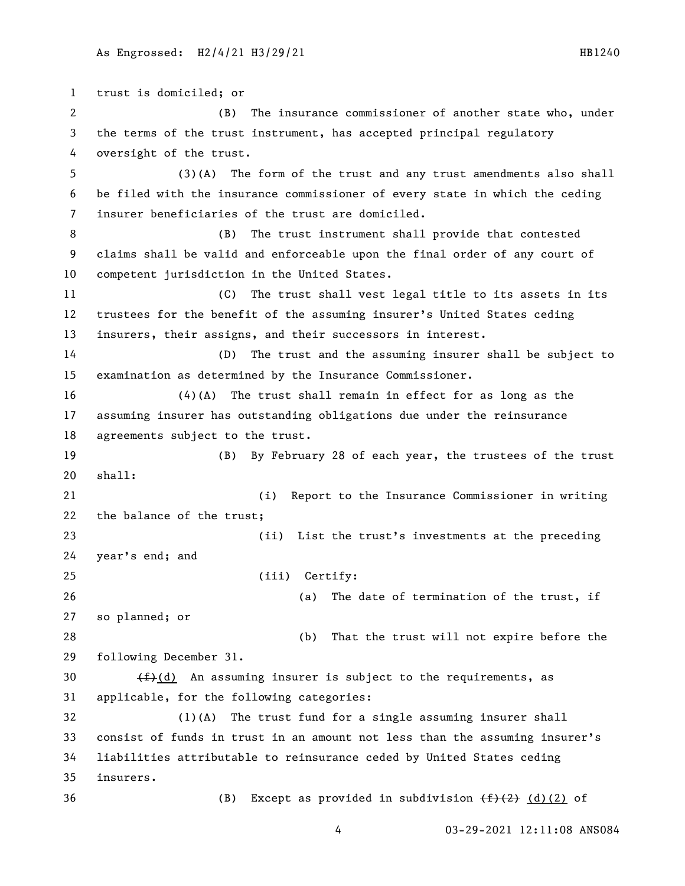trust is domiciled; or

(B) The insurance commissioner of another state who, under the terms of the trust instrument, has accepted principal regulatory oversight of the trust.

(3)(A) The form of the trust and any trust amendments also shall be filed with the insurance commissioner of every state in which the ceding insurer beneficiaries of the trust are domiciled.

(B) The trust instrument shall provide that contested claims shall be valid and enforceable upon the final order of any court of competent jurisdiction in the United States.

(C) The trust shall vest legal title to its assets in its trustees for the benefit of the assuming insurer's United States ceding insurers, their assigns, and their successors in interest.

(D) The trust and the assuming insurer shall be subject to examination as determined by the Insurance Commissioner.

(4)(A) The trust shall remain in effect for as long as the assuming insurer has outstanding obligations due under the reinsurance agreements subject to the trust.

(B) By February 28 of each year, the trustees of the trust shall:

(i) Report to the Insurance Commissioner in writing the balance of the trust;

(ii) List the trust's investments at the preceding year's end; and

(iii) Certify:

(a) The date of termination of the trust, if so planned; or

(b) That the trust will not expire before the following December 31.

~~(f)~~(d) An assuming insurer is subject to the requirements, as applicable, for the following categories:

(1)(A) The trust fund for a single assuming insurer shall consist of funds in trust in an amount not less than the assuming insurer's liabilities attributable to reinsurance ceded by United States ceding insurers.

(B) Except as provided in subdivision ~~(f)(2)~~ (d)(2) of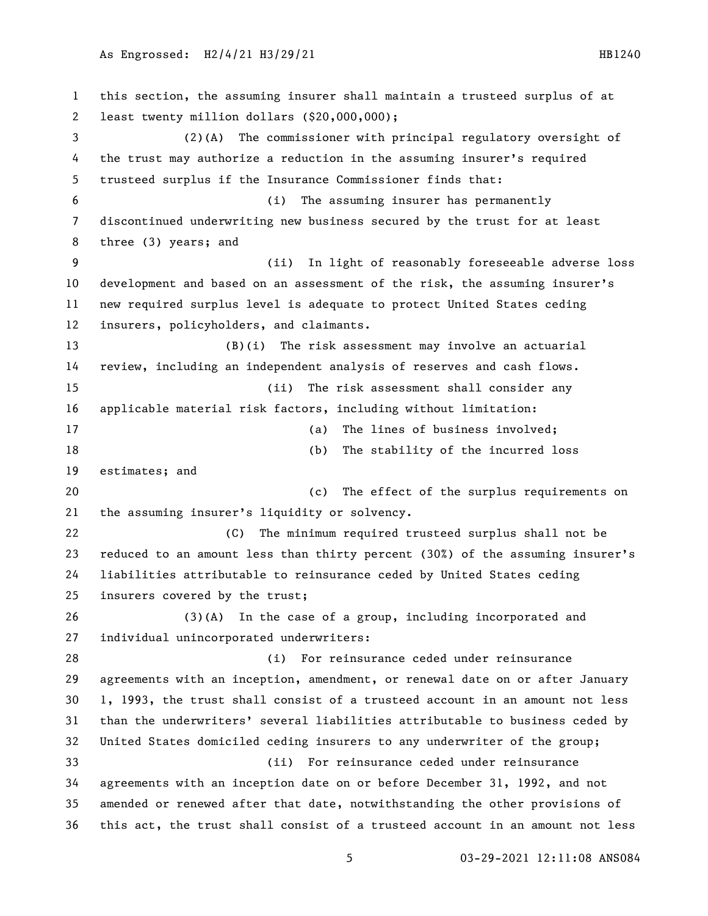this section, the assuming insurer shall maintain a trusteed surplus of at least twenty million dollars ($20,000,000);

(2)(A) The commissioner with principal regulatory oversight of the trust may authorize a reduction in the assuming insurer's required trusteed surplus if the Insurance Commissioner finds that:

(i) The assuming insurer has permanently discontinued underwriting new business secured by the trust for at least three (3) years; and

(ii) In light of reasonably foreseeable adverse loss development and based on an assessment of the risk, the assuming insurer's new required surplus level is adequate to protect United States ceding insurers, policyholders, and claimants.

(B)(i) The risk assessment may involve an actuarial review, including an independent analysis of reserves and cash flows.

(ii) The risk assessment shall consider any applicable material risk factors, including without limitation:

(a) The lines of business involved;

(b) The stability of the incurred loss estimates; and

(c) The effect of the surplus requirements on the assuming insurer's liquidity or solvency.

(C) The minimum required trusteed surplus shall not be reduced to an amount less than thirty percent (30%) of the assuming insurer's liabilities attributable to reinsurance ceded by United States ceding insurers covered by the trust;

(3)(A) In the case of a group, including incorporated and individual unincorporated underwriters:

(i) For reinsurance ceded under reinsurance agreements with an inception, amendment, or renewal date on or after January 1, 1993, the trust shall consist of a trusteed account in an amount not less than the underwriters' several liabilities attributable to business ceded by United States domiciled ceding insurers to any underwriter of the group;

(ii) For reinsurance ceded under reinsurance agreements with an inception date on or before December 31, 1992, and not amended or renewed after that date, notwithstanding the other provisions of this act, the trust shall consist of a trusteed account in an amount not less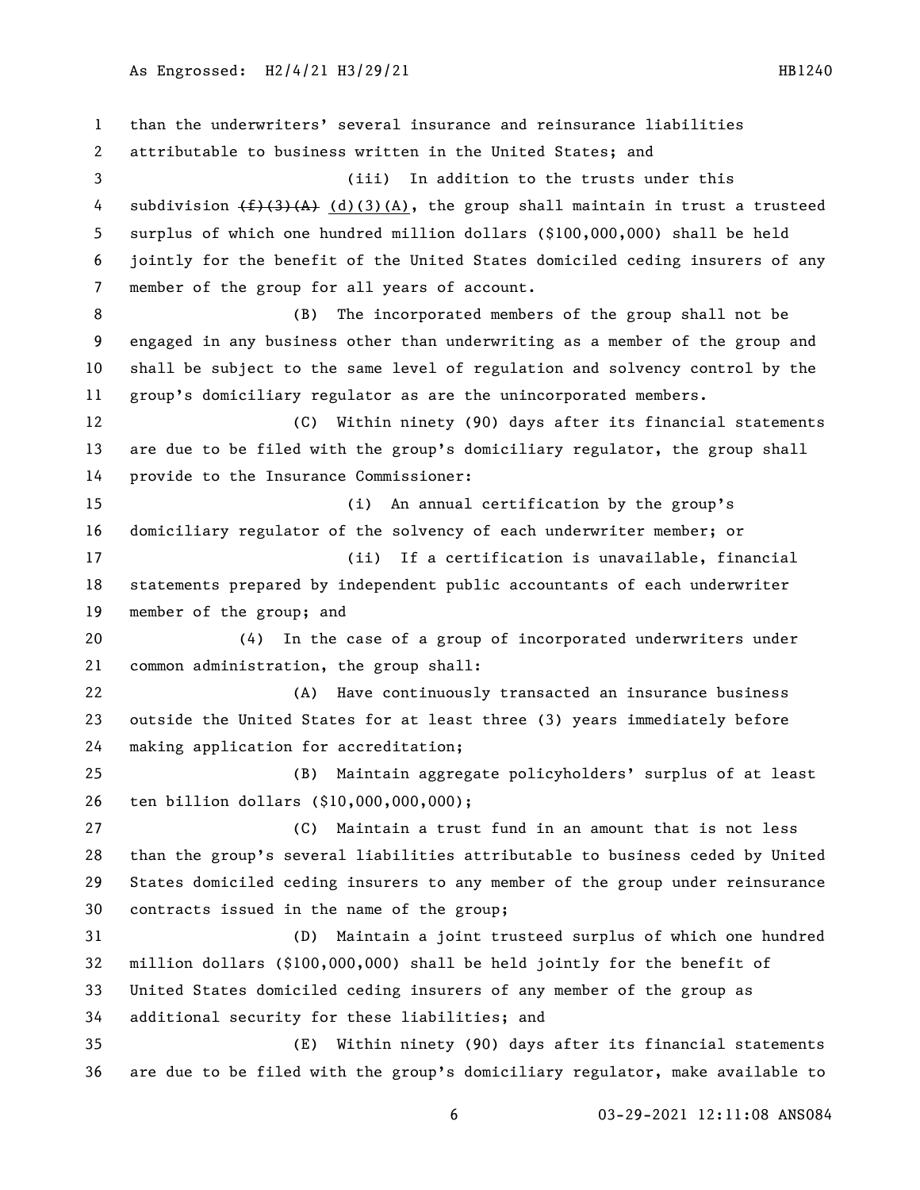than the underwriters' several insurance and reinsurance liabilities attributable to business written in the United States; and

(iii) In addition to the trusts under this subdivision ~~(f)(3)(A)~~ (d)(3)(A), the group shall maintain in trust a trusteed surplus of which one hundred million dollars ($100,000,000) shall be held jointly for the benefit of the United States domiciled ceding insurers of any member of the group for all years of account.

(B) The incorporated members of the group shall not be engaged in any business other than underwriting as a member of the group and shall be subject to the same level of regulation and solvency control by the group's domiciliary regulator as are the unincorporated members.

(C) Within ninety (90) days after its financial statements are due to be filed with the group's domiciliary regulator, the group shall provide to the Insurance Commissioner:

(i) An annual certification by the group's domiciliary regulator of the solvency of each underwriter member; or

(ii) If a certification is unavailable, financial statements prepared by independent public accountants of each underwriter member of the group; and

(4) In the case of a group of incorporated underwriters under common administration, the group shall:

(A) Have continuously transacted an insurance business outside the United States for at least three (3) years immediately before making application for accreditation;

(B) Maintain aggregate policyholders' surplus of at least ten billion dollars ($10,000,000,000);

(C) Maintain a trust fund in an amount that is not less than the group's several liabilities attributable to business ceded by United States domiciled ceding insurers to any member of the group under reinsurance contracts issued in the name of the group;

(D) Maintain a joint trusteed surplus of which one hundred million dollars ($100,000,000) shall be held jointly for the benefit of United States domiciled ceding insurers of any member of the group as additional security for these liabilities; and

(E) Within ninety (90) days after its financial statements are due to be filed with the group's domiciliary regulator, make available to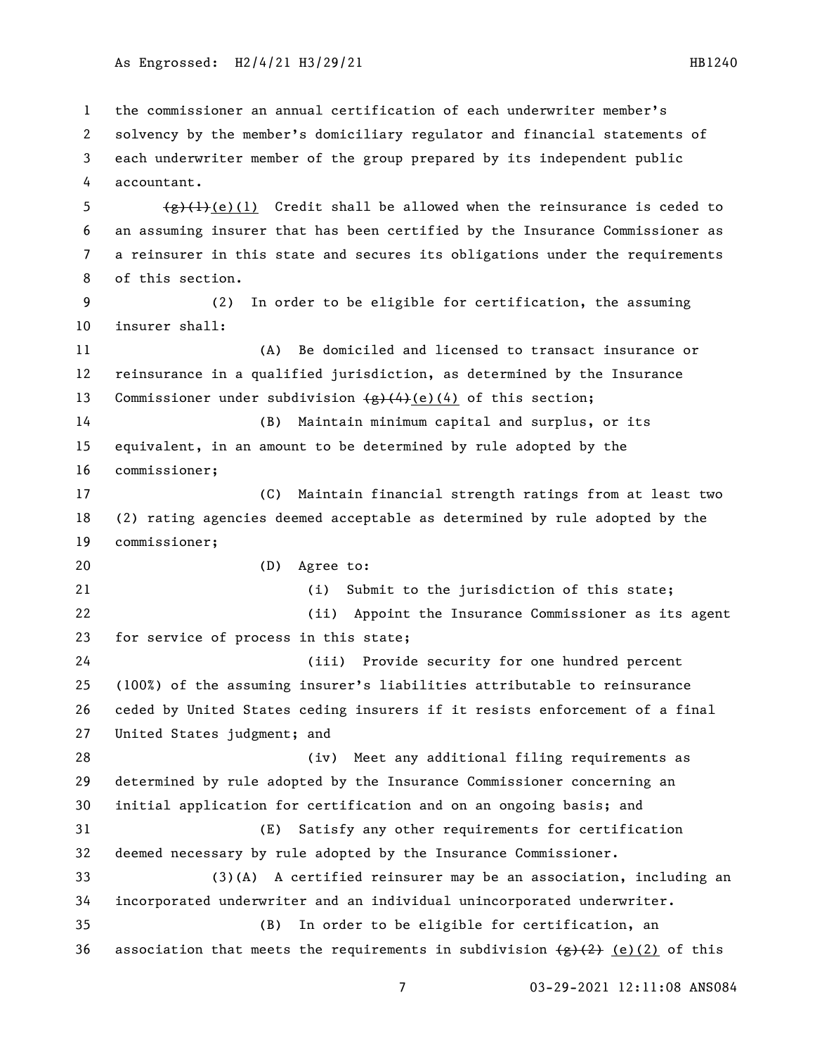the commissioner an annual certification of each underwriter member's solvency by the member's domiciliary regulator and financial statements of each underwriter member of the group prepared by its independent public accountant.

~~(g)(1)~~(e)(1) Credit shall be allowed when the reinsurance is ceded to an assuming insurer that has been certified by the Insurance Commissioner as a reinsurer in this state and secures its obligations under the requirements of this section.

(2) In order to be eligible for certification, the assuming insurer shall:

(A) Be domiciled and licensed to transact insurance or reinsurance in a qualified jurisdiction, as determined by the Insurance Commissioner under subdivision ~~(g)(4)~~(e)(4) of this section;

(B) Maintain minimum capital and surplus, or its equivalent, in an amount to be determined by rule adopted by the commissioner;

(C) Maintain financial strength ratings from at least two (2) rating agencies deemed acceptable as determined by rule adopted by the commissioner;

(D) Agree to:

(i) Submit to the jurisdiction of this state;

(ii) Appoint the Insurance Commissioner as its agent for service of process in this state;

(iii) Provide security for one hundred percent (100%) of the assuming insurer's liabilities attributable to reinsurance ceded by United States ceding insurers if it resists enforcement of a final United States judgment; and

(iv) Meet any additional filing requirements as determined by rule adopted by the Insurance Commissioner concerning an initial application for certification and on an ongoing basis; and

(E) Satisfy any other requirements for certification deemed necessary by rule adopted by the Insurance Commissioner.

(3)(A) A certified reinsurer may be an association, including an incorporated underwriter and an individual unincorporated underwriter.

(B) In order to be eligible for certification, an association that meets the requirements in subdivision ~~(g)(2)~~ (e)(2) of this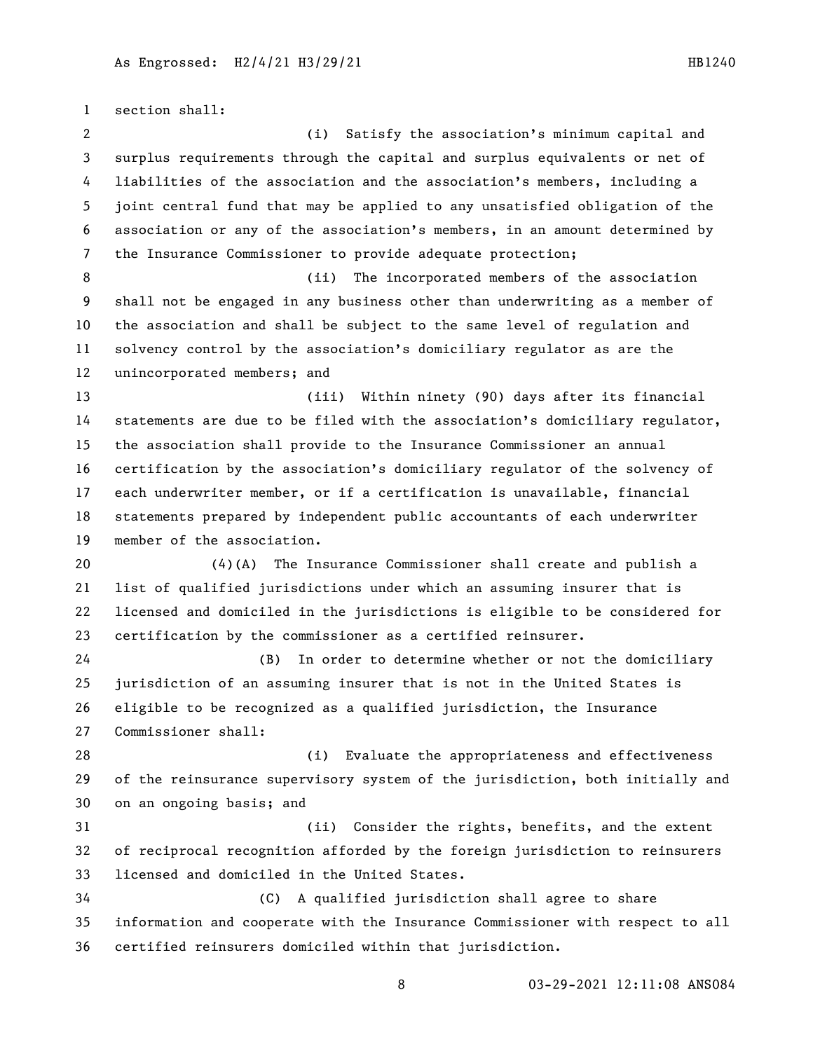section shall:

(i) Satisfy the association's minimum capital and surplus requirements through the capital and surplus equivalents or net of liabilities of the association and the association's members, including a joint central fund that may be applied to any unsatisfied obligation of the association or any of the association's members, in an amount determined by the Insurance Commissioner to provide adequate protection;

(ii) The incorporated members of the association shall not be engaged in any business other than underwriting as a member of the association and shall be subject to the same level of regulation and solvency control by the association's domiciliary regulator as are the unincorporated members; and

(iii) Within ninety (90) days after its financial statements are due to be filed with the association's domiciliary regulator, the association shall provide to the Insurance Commissioner an annual certification by the association's domiciliary regulator of the solvency of each underwriter member, or if a certification is unavailable, financial statements prepared by independent public accountants of each underwriter member of the association.

(4)(A) The Insurance Commissioner shall create and publish a list of qualified jurisdictions under which an assuming insurer that is licensed and domiciled in the jurisdictions is eligible to be considered for certification by the commissioner as a certified reinsurer.

(B) In order to determine whether or not the domiciliary jurisdiction of an assuming insurer that is not in the United States is eligible to be recognized as a qualified jurisdiction, the Insurance Commissioner shall:

(i) Evaluate the appropriateness and effectiveness of the reinsurance supervisory system of the jurisdiction, both initially and on an ongoing basis; and

(ii) Consider the rights, benefits, and the extent of reciprocal recognition afforded by the foreign jurisdiction to reinsurers licensed and domiciled in the United States.

(C) A qualified jurisdiction shall agree to share information and cooperate with the Insurance Commissioner with respect to all certified reinsurers domiciled within that jurisdiction.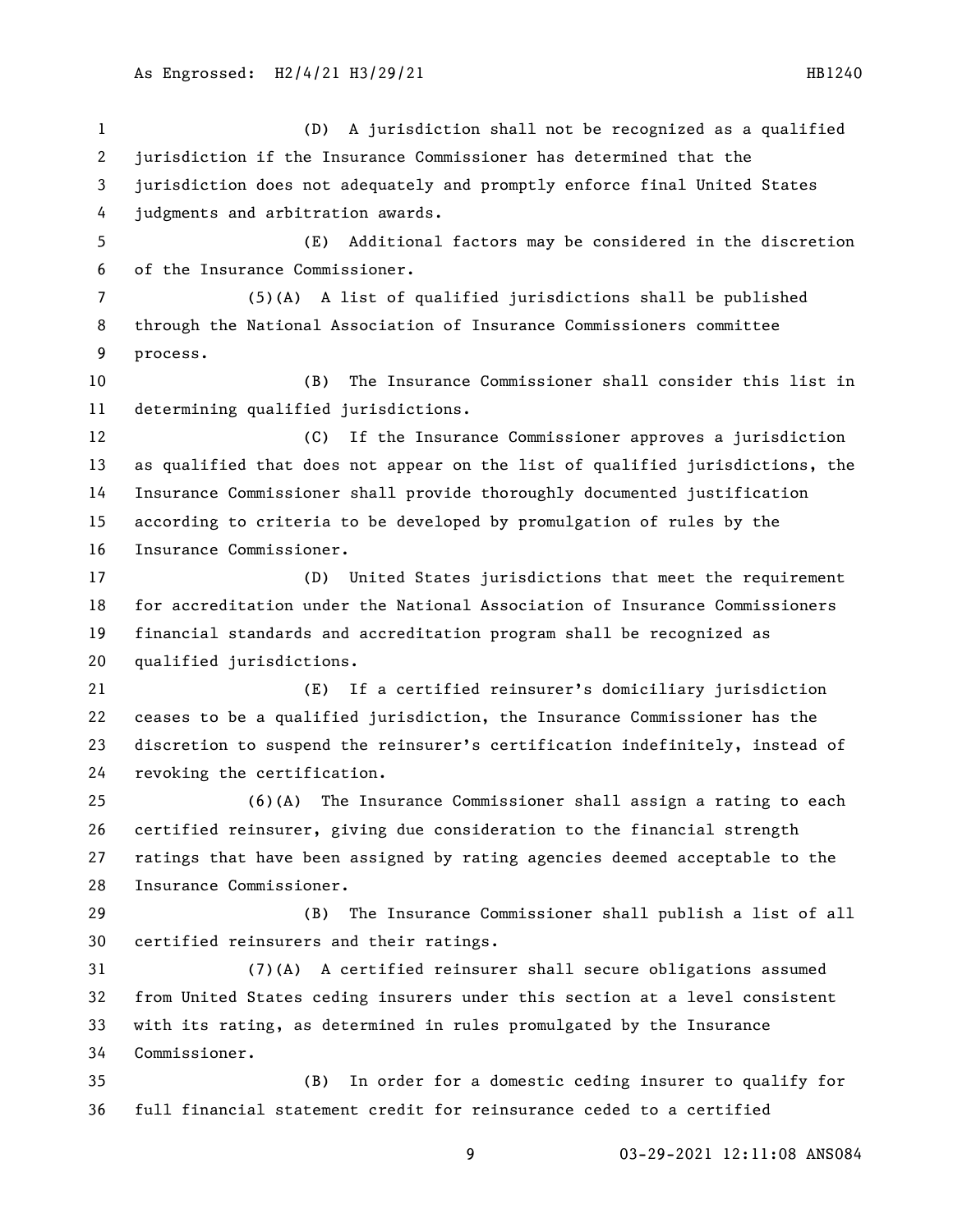(D) A jurisdiction shall not be recognized as a qualified jurisdiction if the Insurance Commissioner has determined that the jurisdiction does not adequately and promptly enforce final United States judgments and arbitration awards.

(E) Additional factors may be considered in the discretion of the Insurance Commissioner.

(5)(A) A list of qualified jurisdictions shall be published through the National Association of Insurance Commissioners committee process.

(B) The Insurance Commissioner shall consider this list in determining qualified jurisdictions.

(C) If the Insurance Commissioner approves a jurisdiction as qualified that does not appear on the list of qualified jurisdictions, the Insurance Commissioner shall provide thoroughly documented justification according to criteria to be developed by promulgation of rules by the Insurance Commissioner.

(D) United States jurisdictions that meet the requirement for accreditation under the National Association of Insurance Commissioners financial standards and accreditation program shall be recognized as qualified jurisdictions.

(E) If a certified reinsurer's domiciliary jurisdiction ceases to be a qualified jurisdiction, the Insurance Commissioner has the discretion to suspend the reinsurer's certification indefinitely, instead of revoking the certification.

(6)(A) The Insurance Commissioner shall assign a rating to each certified reinsurer, giving due consideration to the financial strength ratings that have been assigned by rating agencies deemed acceptable to the Insurance Commissioner.

(B) The Insurance Commissioner shall publish a list of all certified reinsurers and their ratings.

(7)(A) A certified reinsurer shall secure obligations assumed from United States ceding insurers under this section at a level consistent with its rating, as determined in rules promulgated by the Insurance Commissioner.

(B) In order for a domestic ceding insurer to qualify for full financial statement credit for reinsurance ceded to a certified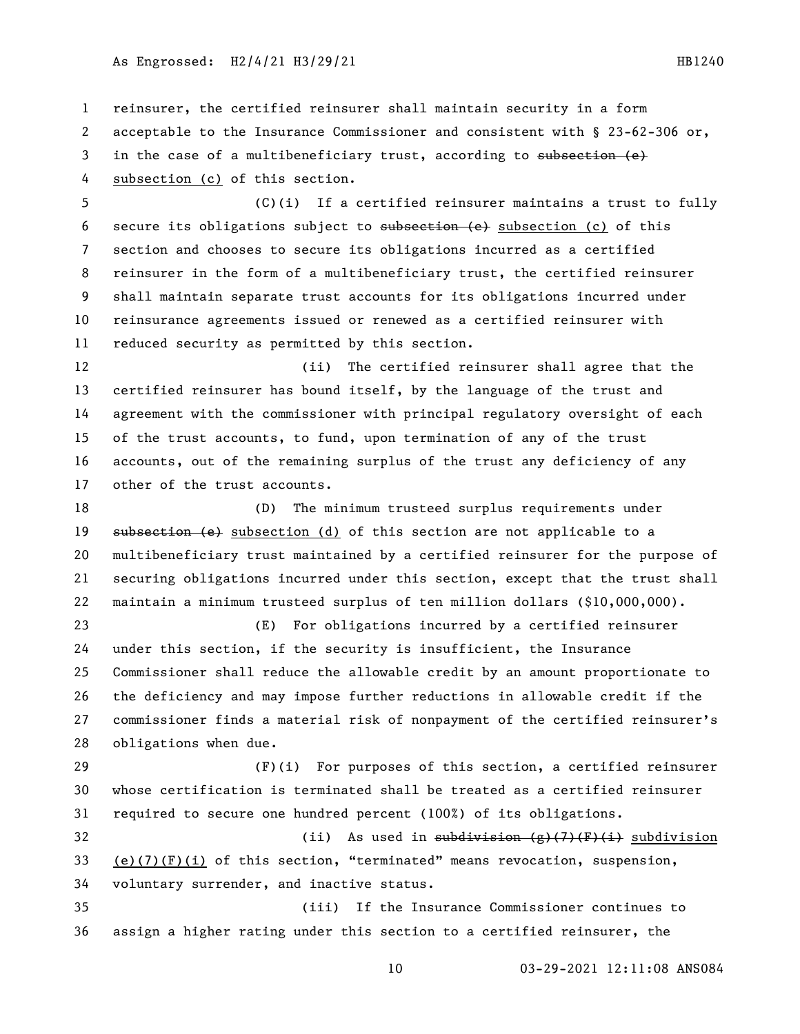reinsurer, the certified reinsurer shall maintain security in a form acceptable to the Insurance Commissioner and consistent with § 23-62-306 or, in the case of a multibeneficiary trust, according to ~~subsection (e)~~ subsection (c) of this section.

(C)(i) If a certified reinsurer maintains a trust to fully secure its obligations subject to ~~subsection (e)~~ subsection (c) of this section and chooses to secure its obligations incurred as a certified reinsurer in the form of a multibeneficiary trust, the certified reinsurer shall maintain separate trust accounts for its obligations incurred under reinsurance agreements issued or renewed as a certified reinsurer with reduced security as permitted by this section.

(ii) The certified reinsurer shall agree that the certified reinsurer has bound itself, by the language of the trust and agreement with the commissioner with principal regulatory oversight of each of the trust accounts, to fund, upon termination of any of the trust accounts, out of the remaining surplus of the trust any deficiency of any other of the trust accounts.

(D) The minimum trusteed surplus requirements under ~~subsection (e)~~ subsection (d) of this section are not applicable to a multibeneficiary trust maintained by a certified reinsurer for the purpose of securing obligations incurred under this section, except that the trust shall maintain a minimum trusteed surplus of ten million dollars ($10,000,000).

(E) For obligations incurred by a certified reinsurer under this section, if the security is insufficient, the Insurance Commissioner shall reduce the allowable credit by an amount proportionate to the deficiency and may impose further reductions in allowable credit if the commissioner finds a material risk of nonpayment of the certified reinsurer's obligations when due.

(F)(i) For purposes of this section, a certified reinsurer whose certification is terminated shall be treated as a certified reinsurer required to secure one hundred percent (100%) of its obligations.

(ii) As used in ~~subdivision (g)(7)(F)(i)~~ subdivision (e)(7)(F)(i) of this section, "terminated" means revocation, suspension, voluntary surrender, and inactive status.

(iii) If the Insurance Commissioner continues to assign a higher rating under this section to a certified reinsurer, the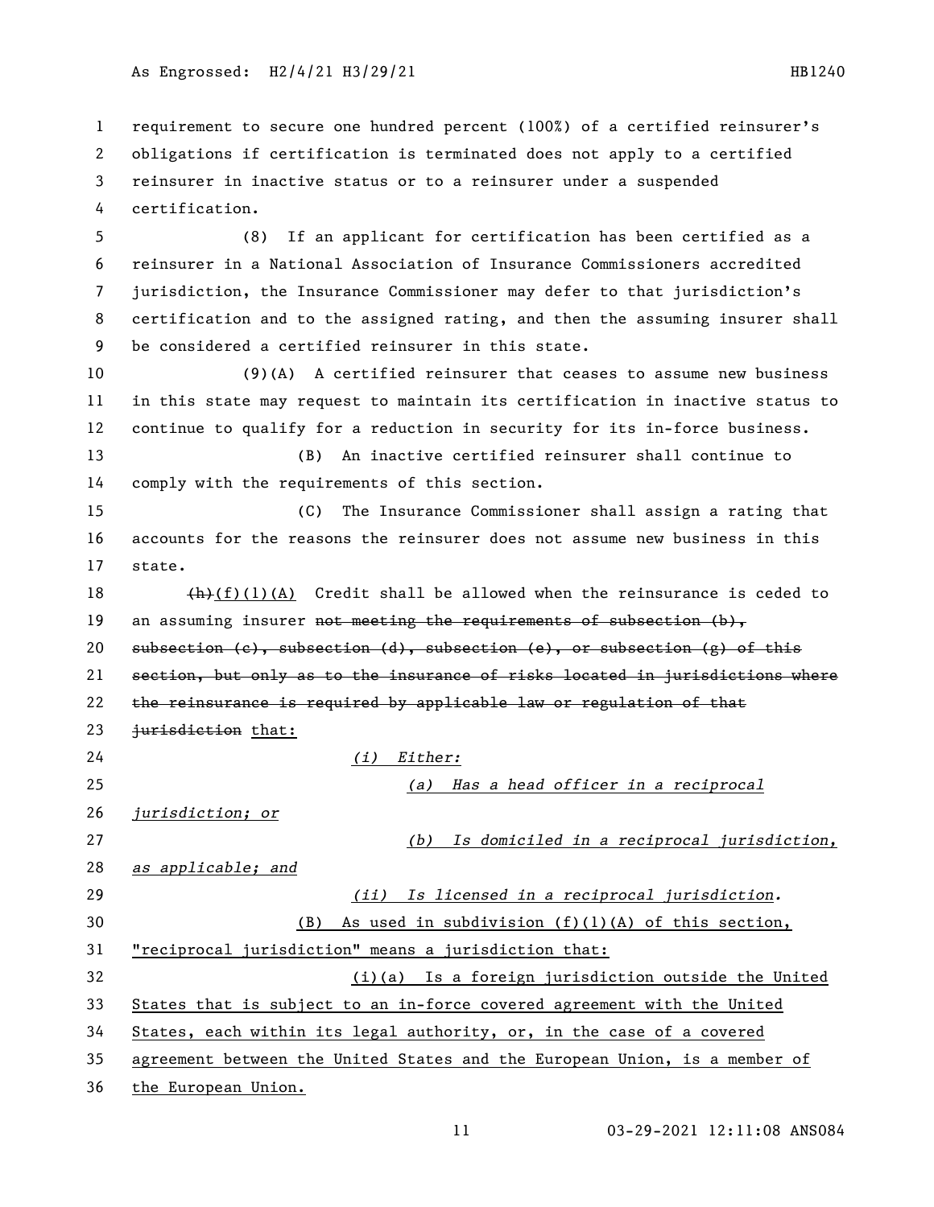requirement to secure one hundred percent (100%) of a certified reinsurer's obligations if certification is terminated does not apply to a certified reinsurer in inactive status or to a reinsurer under a suspended certification.

(8) If an applicant for certification has been certified as a reinsurer in a National Association of Insurance Commissioners accredited jurisdiction, the Insurance Commissioner may defer to that jurisdiction's certification and to the assigned rating, and then the assuming insurer shall be considered a certified reinsurer in this state.

(9)(A) A certified reinsurer that ceases to assume new business in this state may request to maintain its certification in inactive status to continue to qualify for a reduction in security for its in-force business.

(B) An inactive certified reinsurer shall continue to comply with the requirements of this section.

(C) The Insurance Commissioner shall assign a rating that accounts for the reasons the reinsurer does not assume new business in this state.

~~(h)~~<u>(f)(1)(A)</u> Credit shall be allowed when the reinsurance is ceded to an assuming insurer ~~not meeting the requirements of subsection (b), subsection (c), subsection (d), subsection (e), or subsection (g) of this section, but only as to the insurance of risks located in jurisdictions where the reinsurance is required by applicable law or regulation of that jurisdiction~~ <u>that:</u>

*(i) Either:*

*(a) Has a head officer in a reciprocal jurisdiction; or*

*(b) Is domiciled in a reciprocal jurisdiction, as applicable; and*

*(ii) Is licensed in a reciprocal jurisdiction.*

<u>(B) As used in subdivision (f)(1)(A) of this section, "reciprocal jurisdiction" means a jurisdiction that:</u>

<u>(i)(a) Is a foreign jurisdiction outside the United States that is subject to an in-force covered agreement with the United States, each within its legal authority, or, in the case of a covered agreement between the United States and the European Union, is a member of the European Union.</u>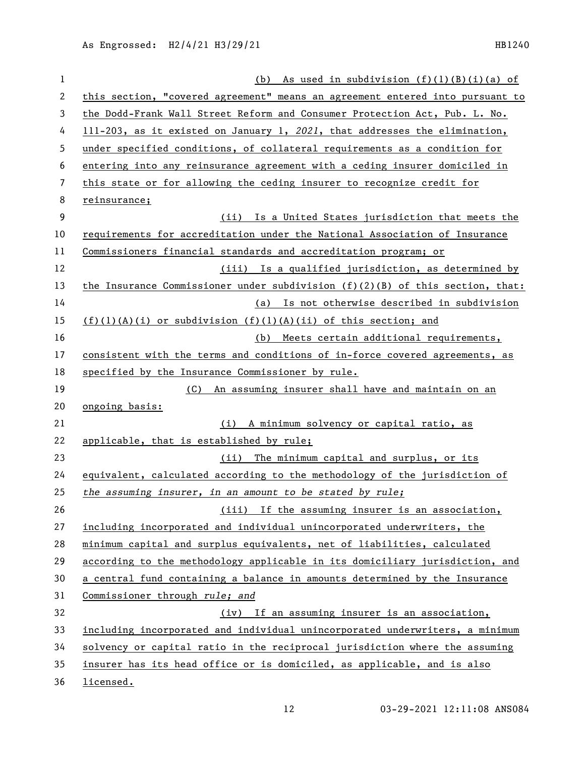(b) As used in subdivision (f)(1)(B)(i)(a) of this section, "covered agreement" means an agreement entered into pursuant to the Dodd-Frank Wall Street Reform and Consumer Protection Act, Pub. L. No. 111-203, as it existed on January 1, *2021*, that addresses the elimination, under specified conditions, of collateral requirements as a condition for entering into any reinsurance agreement with a ceding insurer domiciled in this state or for allowing the ceding insurer to recognize credit for reinsurance;

(ii) Is a United States jurisdiction that meets the requirements for accreditation under the National Association of Insurance Commissioners financial standards and accreditation program; or

(iii) Is a qualified jurisdiction, as determined by the Insurance Commissioner under subdivision (f)(2)(B) of this section, that:

(a) Is not otherwise described in subdivision (f)(1)(A)(i) or subdivision (f)(1)(A)(ii) of this section; and

(b) Meets certain additional requirements, consistent with the terms and conditions of in-force covered agreements, as specified by the Insurance Commissioner by rule.

(C) An assuming insurer shall have and maintain on an ongoing basis:

(i) A minimum solvency or capital ratio, as applicable, that is established by rule;

(ii) The minimum capital and surplus, or its equivalent, calculated according to the methodology of the jurisdiction of *the assuming insurer, in an amount to be stated by rule;*

(iii) If the assuming insurer is an association, including incorporated and individual unincorporated underwriters, the minimum capital and surplus equivalents, net of liabilities, calculated according to the methodology applicable in its domiciliary jurisdiction, and a central fund containing a balance in amounts determined by the Insurance Commissioner through *rule; and*

(iv) If an assuming insurer is an association, including incorporated and individual unincorporated underwriters, a minimum solvency or capital ratio in the reciprocal jurisdiction where the assuming insurer has its head office or is domiciled, as applicable, and is also licensed.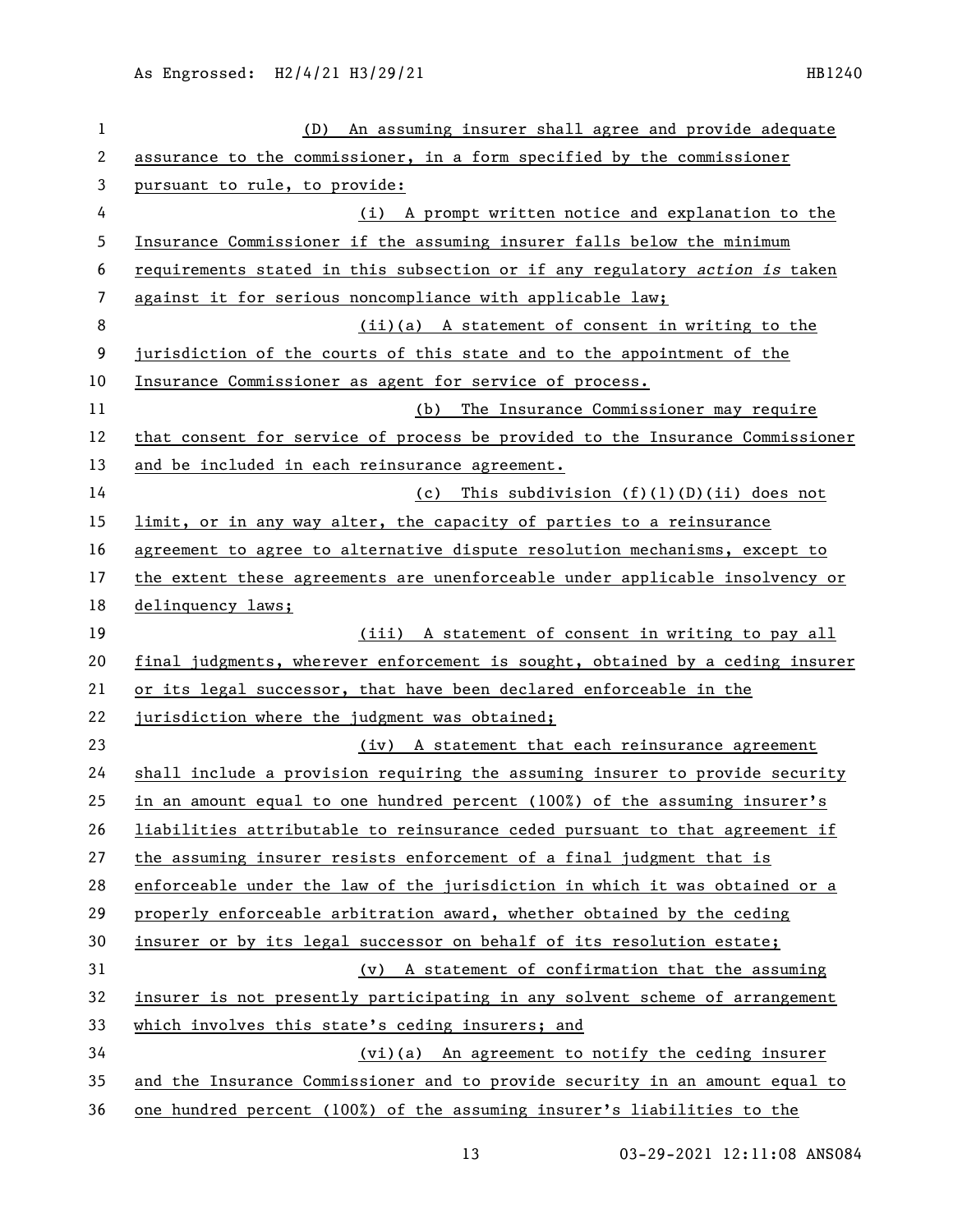(D) An assuming insurer shall agree and provide adequate assurance to the commissioner, in a form specified by the commissioner pursuant to rule, to provide:

(i) A prompt written notice and explanation to the Insurance Commissioner if the assuming insurer falls below the minimum requirements stated in this subsection or if any regulatory *action is* taken against it for serious noncompliance with applicable law;

(ii)(a) A statement of consent in writing to the jurisdiction of the courts of this state and to the appointment of the Insurance Commissioner as agent for service of process.

(b) The Insurance Commissioner may require that consent for service of process be provided to the Insurance Commissioner and be included in each reinsurance agreement.

(c) This subdivision (f)(1)(D)(ii) does not limit, or in any way alter, the capacity of parties to a reinsurance agreement to agree to alternative dispute resolution mechanisms, except to the extent these agreements are unenforceable under applicable insolvency or delinquency laws;

(iii) A statement of consent in writing to pay all final judgments, wherever enforcement is sought, obtained by a ceding insurer or its legal successor, that have been declared enforceable in the jurisdiction where the judgment was obtained;

(iv) A statement that each reinsurance agreement shall include a provision requiring the assuming insurer to provide security in an amount equal to one hundred percent (100%) of the assuming insurer's liabilities attributable to reinsurance ceded pursuant to that agreement if the assuming insurer resists enforcement of a final judgment that is enforceable under the law of the jurisdiction in which it was obtained or a properly enforceable arbitration award, whether obtained by the ceding insurer or by its legal successor on behalf of its resolution estate;

(v) A statement of confirmation that the assuming insurer is not presently participating in any solvent scheme of arrangement which involves this state's ceding insurers; and

(vi)(a) An agreement to notify the ceding insurer and the Insurance Commissioner and to provide security in an amount equal to one hundred percent (100%) of the assuming insurer's liabilities to the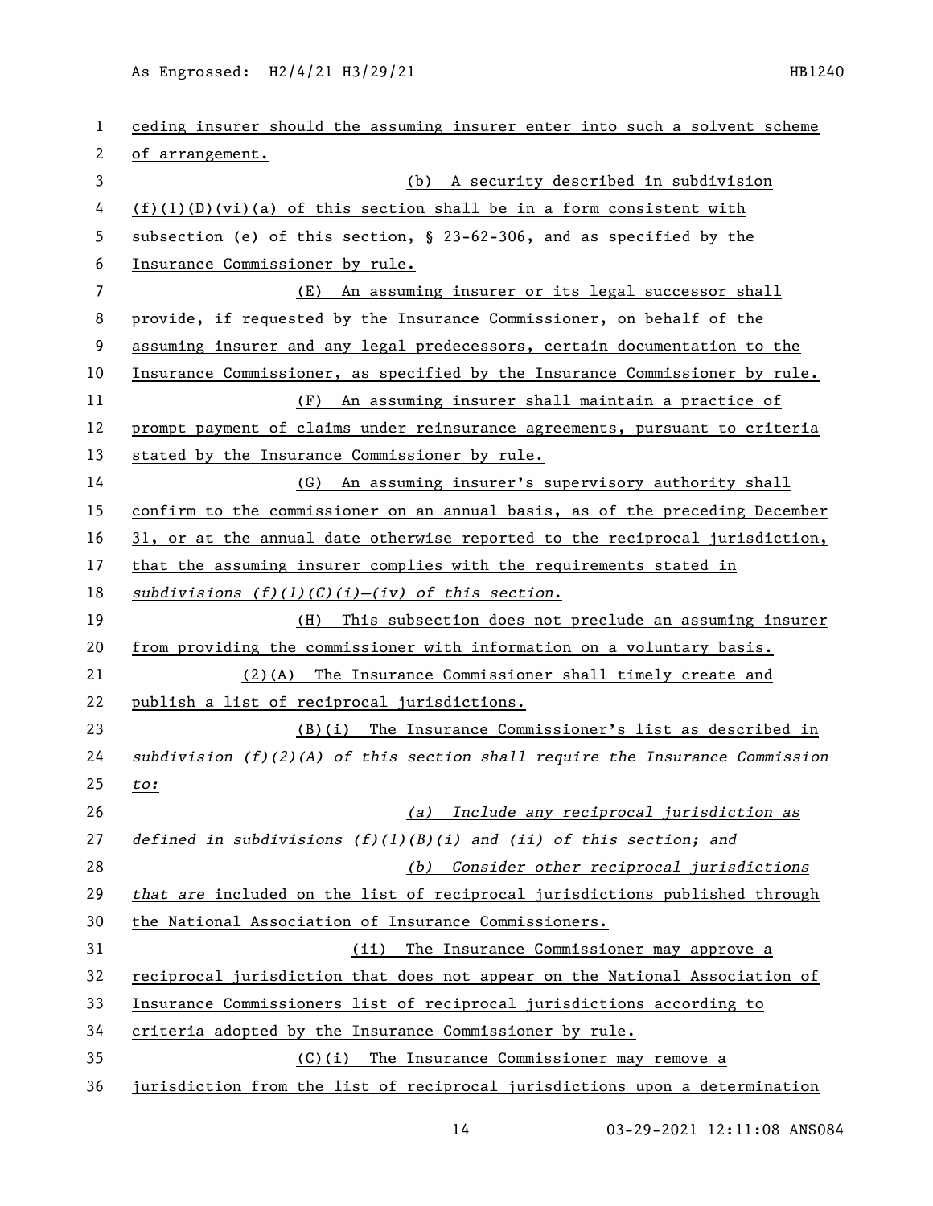ceding insurer should the assuming insurer enter into such a solvent scheme of arrangement.

(b) A security described in subdivision (f)(1)(D)(vi)(a) of this section shall be in a form consistent with subsection (e) of this section, § 23-62-306, and as specified by the Insurance Commissioner by rule.

(E) An assuming insurer or its legal successor shall provide, if requested by the Insurance Commissioner, on behalf of the assuming insurer and any legal predecessors, certain documentation to the Insurance Commissioner, as specified by the Insurance Commissioner by rule.

(F) An assuming insurer shall maintain a practice of prompt payment of claims under reinsurance agreements, pursuant to criteria stated by the Insurance Commissioner by rule.

(G) An assuming insurer's supervisory authority shall confirm to the commissioner on an annual basis, as of the preceding December 31, or at the annual date otherwise reported to the reciprocal jurisdiction, that the assuming insurer complies with the requirements stated in *subdivisions (f)(1)(C)(i)–(iv) of this section.*

(H) This subsection does not preclude an assuming insurer from providing the commissioner with information on a voluntary basis.

(2)(A) The Insurance Commissioner shall timely create and publish a list of reciprocal jurisdictions.

(B)(i) The Insurance Commissioner's list as described in *subdivision (f)(2)(A) of this section shall require the Insurance Commission to:*

*(a) Include any reciprocal jurisdiction as defined in subdivisions (f)(1)(B)(i) and (ii) of this section; and*

*(b) Consider other reciprocal jurisdictions that are* included on the list of reciprocal jurisdictions published through the National Association of Insurance Commissioners.

(ii) The Insurance Commissioner may approve a reciprocal jurisdiction that does not appear on the National Association of Insurance Commissioners list of reciprocal jurisdictions according to criteria adopted by the Insurance Commissioner by rule.

(C)(i) The Insurance Commissioner may remove a jurisdiction from the list of reciprocal jurisdictions upon a determination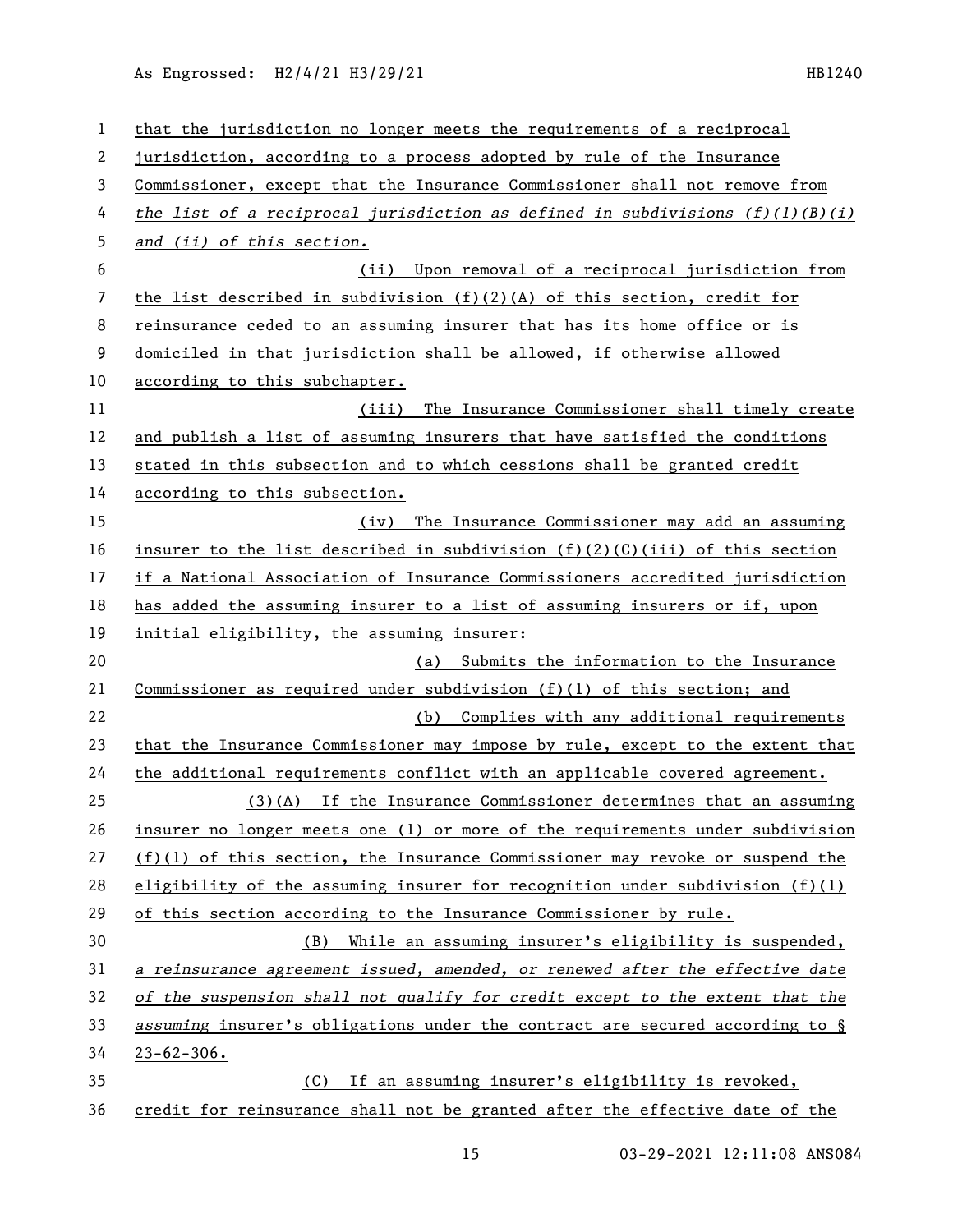that the jurisdiction no longer meets the requirements of a reciprocal jurisdiction, according to a process adopted by rule of the Insurance Commissioner, except that the Insurance Commissioner shall not remove from *the list of a reciprocal jurisdiction as defined in subdivisions (f)(1)(B)(i) and (ii) of this section.*

(ii) Upon removal of a reciprocal jurisdiction from the list described in subdivision (f)(2)(A) of this section, credit for reinsurance ceded to an assuming insurer that has its home office or is domiciled in that jurisdiction shall be allowed, if otherwise allowed according to this subchapter.

(iii) The Insurance Commissioner shall timely create and publish a list of assuming insurers that have satisfied the conditions stated in this subsection and to which cessions shall be granted credit according to this subsection.

(iv) The Insurance Commissioner may add an assuming insurer to the list described in subdivision (f)(2)(C)(iii) of this section if a National Association of Insurance Commissioners accredited jurisdiction has added the assuming insurer to a list of assuming insurers or if, upon initial eligibility, the assuming insurer:

(a) Submits the information to the Insurance Commissioner as required under subdivision (f)(1) of this section; and

(b) Complies with any additional requirements that the Insurance Commissioner may impose by rule, except to the extent that the additional requirements conflict with an applicable covered agreement.

(3)(A) If the Insurance Commissioner determines that an assuming insurer no longer meets one (1) or more of the requirements under subdivision (f)(1) of this section, the Insurance Commissioner may revoke or suspend the eligibility of the assuming insurer for recognition under subdivision (f)(1) of this section according to the Insurance Commissioner by rule.

(B) While an assuming insurer's eligibility is suspended, *a reinsurance agreement issued, amended, or renewed after the effective date of the suspension shall not qualify for credit except to the extent that the assuming* insurer's obligations under the contract are secured according to § 23-62-306.

(C) If an assuming insurer's eligibility is revoked, credit for reinsurance shall not be granted after the effective date of the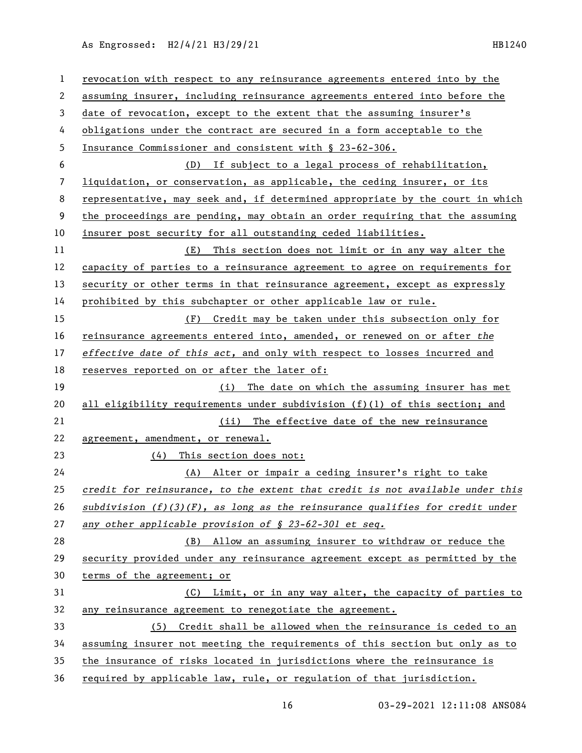revocation with respect to any reinsurance agreements entered into by the assuming insurer, including reinsurance agreements entered into before the date of revocation, except to the extent that the assuming insurer's obligations under the contract are secured in a form acceptable to the Insurance Commissioner and consistent with § 23-62-306.

(D) If subject to a legal process of rehabilitation, liquidation, or conservation, as applicable, the ceding insurer, or its representative, may seek and, if determined appropriate by the court in which the proceedings are pending, may obtain an order requiring that the assuming insurer post security for all outstanding ceded liabilities.

(E) This section does not limit or in any way alter the capacity of parties to a reinsurance agreement to agree on requirements for security or other terms in that reinsurance agreement, except as expressly prohibited by this subchapter or other applicable law or rule.

(F) Credit may be taken under this subsection only for reinsurance agreements entered into, amended, or renewed on or after *the effective date of this act*, and only with respect to losses incurred and reserves reported on or after the later of:

(i) The date on which the assuming insurer has met all eligibility requirements under subdivision (f)(1) of this section; and

(ii) The effective date of the new reinsurance agreement, amendment, or renewal.

(4) This section does not:

(A) Alter or impair a ceding insurer's right to take *credit for reinsurance, to the extent that credit is not available under this subdivision (f)(3)(F), as long as the reinsurance qualifies for credit under any other applicable provision of § 23-62-301 et seq.*

(B) Allow an assuming insurer to withdraw or reduce the security provided under any reinsurance agreement except as permitted by the terms of the agreement; or

(C) Limit, or in any way alter, the capacity of parties to any reinsurance agreement to renegotiate the agreement.

(5) Credit shall be allowed when the reinsurance is ceded to an assuming insurer not meeting the requirements of this section but only as to the insurance of risks located in jurisdictions where the reinsurance is required by applicable law, rule, or regulation of that jurisdiction.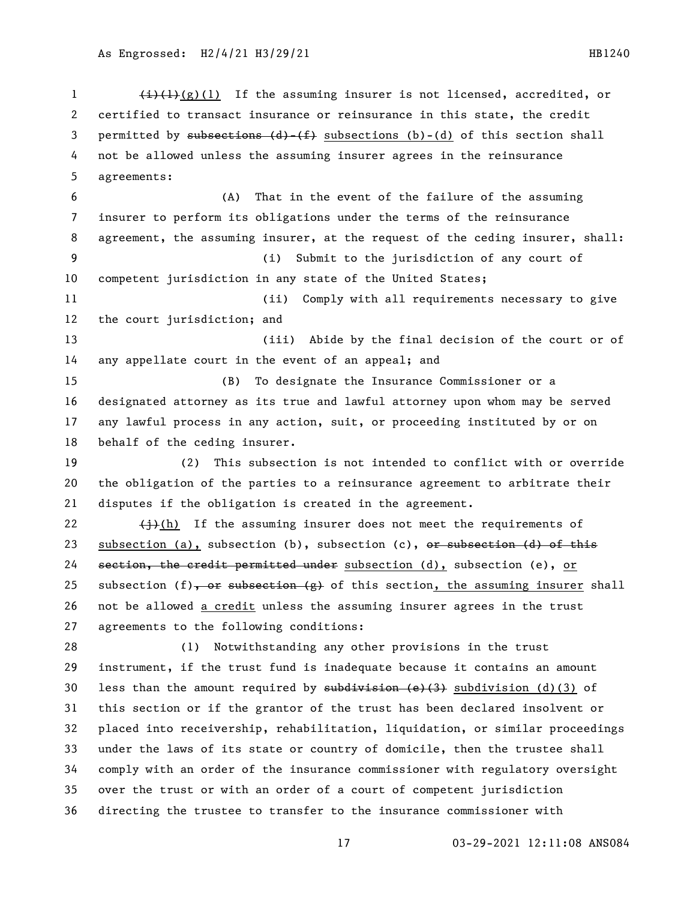~~(i)(1)~~(g)(1) If the assuming insurer is not licensed, accredited, or certified to transact insurance or reinsurance in this state, the credit permitted by ~~subsections (d)-(f)~~ subsections (b)-(d) of this section shall not be allowed unless the assuming insurer agrees in the reinsurance agreements:

(A) That in the event of the failure of the assuming insurer to perform its obligations under the terms of the reinsurance agreement, the assuming insurer, at the request of the ceding insurer, shall:

(i) Submit to the jurisdiction of any court of competent jurisdiction in any state of the United States;

(ii) Comply with all requirements necessary to give the court jurisdiction; and

(iii) Abide by the final decision of the court or of any appellate court in the event of an appeal; and

(B) To designate the Insurance Commissioner or a designated attorney as its true and lawful attorney upon whom may be served any lawful process in any action, suit, or proceeding instituted by or on behalf of the ceding insurer.

(2) This subsection is not intended to conflict with or override the obligation of the parties to a reinsurance agreement to arbitrate their disputes if the obligation is created in the agreement.

~~(j)~~(h) If the assuming insurer does not meet the requirements of subsection (a), subsection (b), subsection (c), ~~or subsection (d) of this section, the credit permitted under~~ subsection (d), subsection (e), or subsection (f)~~, or subsection (g)~~ of this section, the assuming insurer shall not be allowed a credit unless the assuming insurer agrees in the trust agreements to the following conditions:

(1) Notwithstanding any other provisions in the trust instrument, if the trust fund is inadequate because it contains an amount less than the amount required by ~~subdivision (e)(3)~~ subdivision (d)(3) of this section or if the grantor of the trust has been declared insolvent or placed into receivership, rehabilitation, liquidation, or similar proceedings under the laws of its state or country of domicile, then the trustee shall comply with an order of the insurance commissioner with regulatory oversight over the trust or with an order of a court of competent jurisdiction directing the trustee to transfer to the insurance commissioner with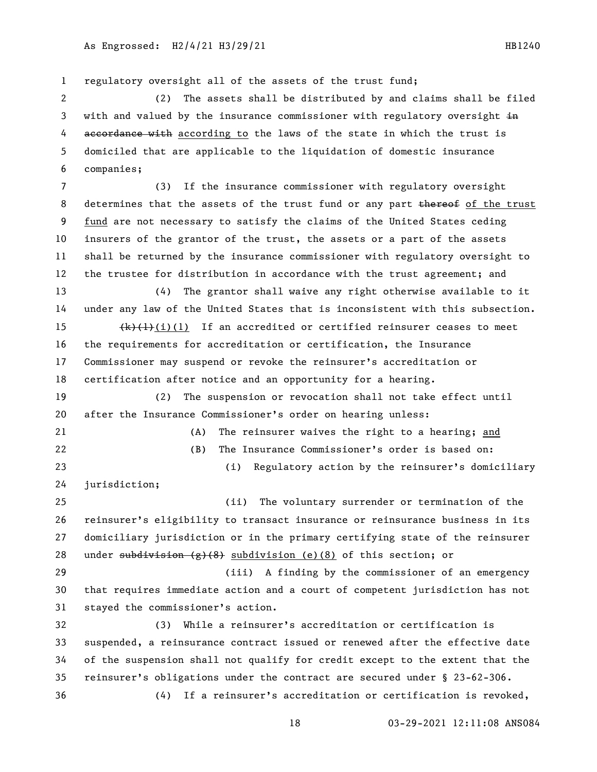regulatory oversight all of the assets of the trust fund;

(2) The assets shall be distributed by and claims shall be filed with and valued by the insurance commissioner with regulatory oversight ~~in accordance with~~ according to the laws of the state in which the trust is domiciled that are applicable to the liquidation of domestic insurance companies;

(3) If the insurance commissioner with regulatory oversight determines that the assets of the trust fund or any part ~~thereof~~ of the trust fund are not necessary to satisfy the claims of the United States ceding insurers of the grantor of the trust, the assets or a part of the assets shall be returned by the insurance commissioner with regulatory oversight to the trustee for distribution in accordance with the trust agreement; and

(4) The grantor shall waive any right otherwise available to it under any law of the United States that is inconsistent with this subsection.

~~(k)(1)~~(i)(1) If an accredited or certified reinsurer ceases to meet the requirements for accreditation or certification, the Insurance Commissioner may suspend or revoke the reinsurer's accreditation or certification after notice and an opportunity for a hearing.

(2) The suspension or revocation shall not take effect until after the Insurance Commissioner's order on hearing unless:

(A) The reinsurer waives the right to a hearing; and

(B) The Insurance Commissioner's order is based on:

(i) Regulatory action by the reinsurer's domiciliary jurisdiction;

(ii) The voluntary surrender or termination of the reinsurer's eligibility to transact insurance or reinsurance business in its domiciliary jurisdiction or in the primary certifying state of the reinsurer under ~~subdivision (g)(8)~~ subdivision (e)(8) of this section; or

(iii) A finding by the commissioner of an emergency that requires immediate action and a court of competent jurisdiction has not stayed the commissioner's action.

(3) While a reinsurer's accreditation or certification is suspended, a reinsurance contract issued or renewed after the effective date of the suspension shall not qualify for credit except to the extent that the reinsurer's obligations under the contract are secured under § 23-62-306.

(4) If a reinsurer's accreditation or certification is revoked,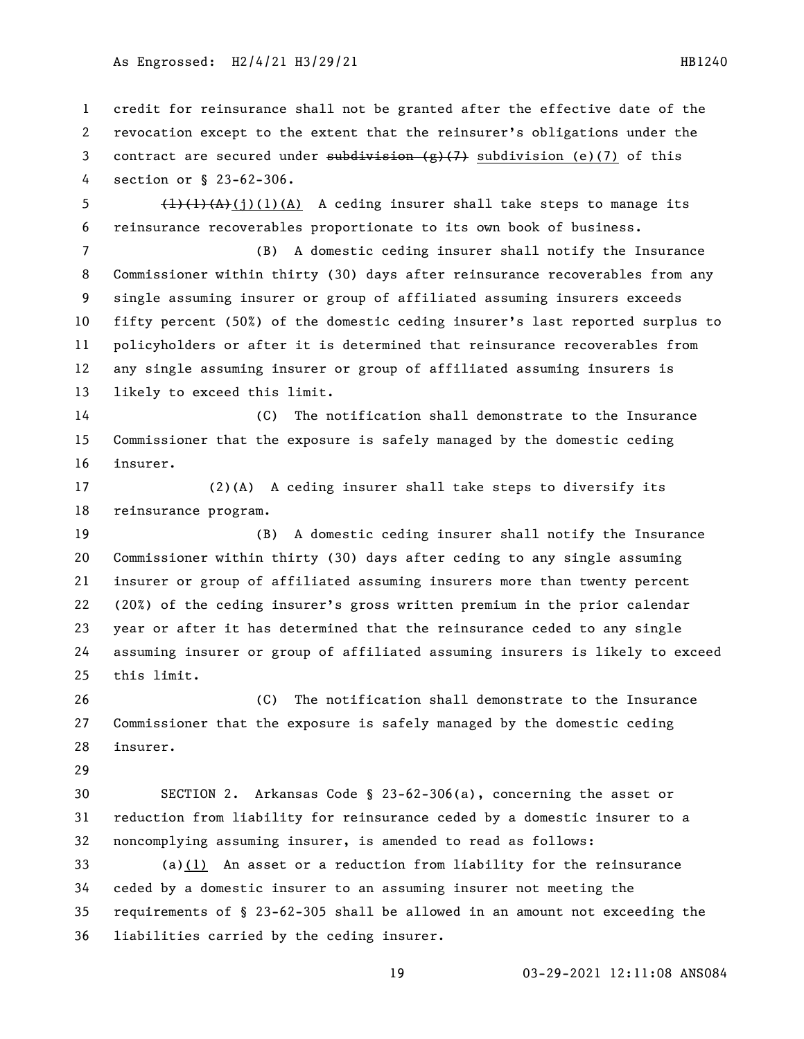credit for reinsurance shall not be granted after the effective date of the revocation except to the extent that the reinsurer's obligations under the contract are secured under ~~subdivision (g)(7)~~ subdivision (e)(7) of this section or § 23-62-306.

~~(l)(1)(A)~~(j)(1)(A) A ceding insurer shall take steps to manage its reinsurance recoverables proportionate to its own book of business.

(B) A domestic ceding insurer shall notify the Insurance Commissioner within thirty (30) days after reinsurance recoverables from any single assuming insurer or group of affiliated assuming insurers exceeds fifty percent (50%) of the domestic ceding insurer's last reported surplus to policyholders or after it is determined that reinsurance recoverables from any single assuming insurer or group of affiliated assuming insurers is likely to exceed this limit.

(C) The notification shall demonstrate to the Insurance Commissioner that the exposure is safely managed by the domestic ceding insurer.

(2)(A) A ceding insurer shall take steps to diversify its reinsurance program.

(B) A domestic ceding insurer shall notify the Insurance Commissioner within thirty (30) days after ceding to any single assuming insurer or group of affiliated assuming insurers more than twenty percent (20%) of the ceding insurer's gross written premium in the prior calendar year or after it has determined that the reinsurance ceded to any single assuming insurer or group of affiliated assuming insurers is likely to exceed this limit.

(C) The notification shall demonstrate to the Insurance Commissioner that the exposure is safely managed by the domestic ceding insurer.

SECTION 2. Arkansas Code § 23-62-306(a), concerning the asset or reduction from liability for reinsurance ceded by a domestic insurer to a noncomplying assuming insurer, is amended to read as follows:

(a)(1) An asset or a reduction from liability for the reinsurance ceded by a domestic insurer to an assuming insurer not meeting the requirements of § 23-62-305 shall be allowed in an amount not exceeding the liabilities carried by the ceding insurer.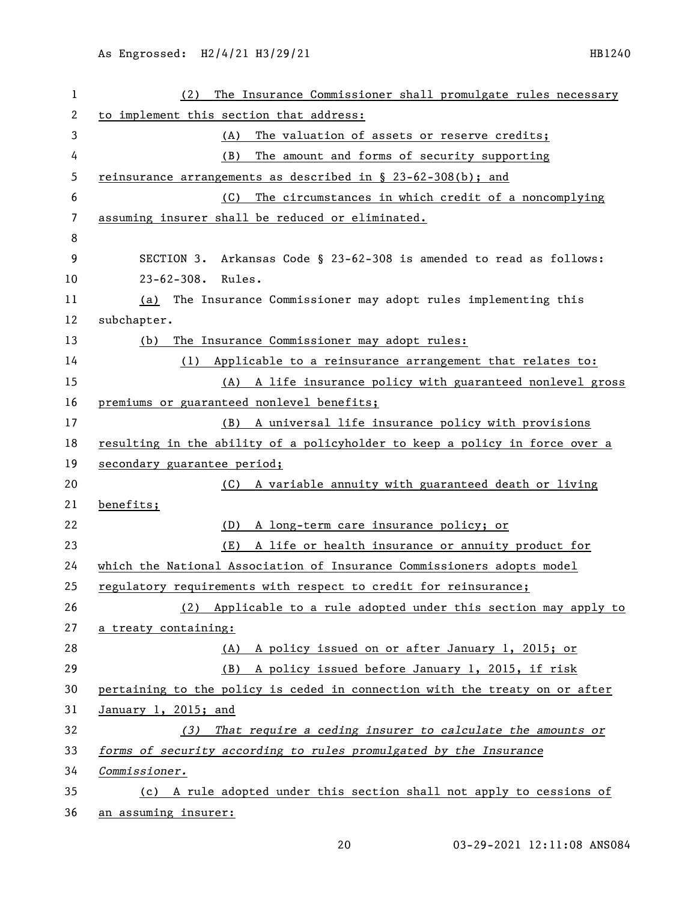(2) The Insurance Commissioner shall promulgate rules necessary to implement this section that address:

(A) The valuation of assets or reserve credits;

(B) The amount and forms of security supporting reinsurance arrangements as described in § 23-62-308(b); and

(C) The circumstances in which credit of a noncomplying assuming insurer shall be reduced or eliminated.

SECTION 3. Arkansas Code § 23-62-308 is amended to read as follows:

23-62-308. Rules.

(a) The Insurance Commissioner may adopt rules implementing this subchapter.

(b) The Insurance Commissioner may adopt rules:

(1) Applicable to a reinsurance arrangement that relates to:

(A) A life insurance policy with guaranteed nonlevel gross premiums or guaranteed nonlevel benefits;

(B) A universal life insurance policy with provisions resulting in the ability of a policyholder to keep a policy in force over a secondary guarantee period;

(C) A variable annuity with guaranteed death or living benefits;

(D) A long-term care insurance policy; or

(E) A life or health insurance or annuity product for which the National Association of Insurance Commissioners adopts model regulatory requirements with respect to credit for reinsurance;

(2) Applicable to a rule adopted under this section may apply to a treaty containing:

(A) A policy issued on or after January 1, 2015; or

(B) A policy issued before January 1, 2015, if risk pertaining to the policy is ceded in connection with the treaty on or after January 1, 2015; and

*(3) That require a ceding insurer to calculate the amounts or forms of security according to rules promulgated by the Insurance Commissioner.*

(c) A rule adopted under this section shall not apply to cessions of an assuming insurer: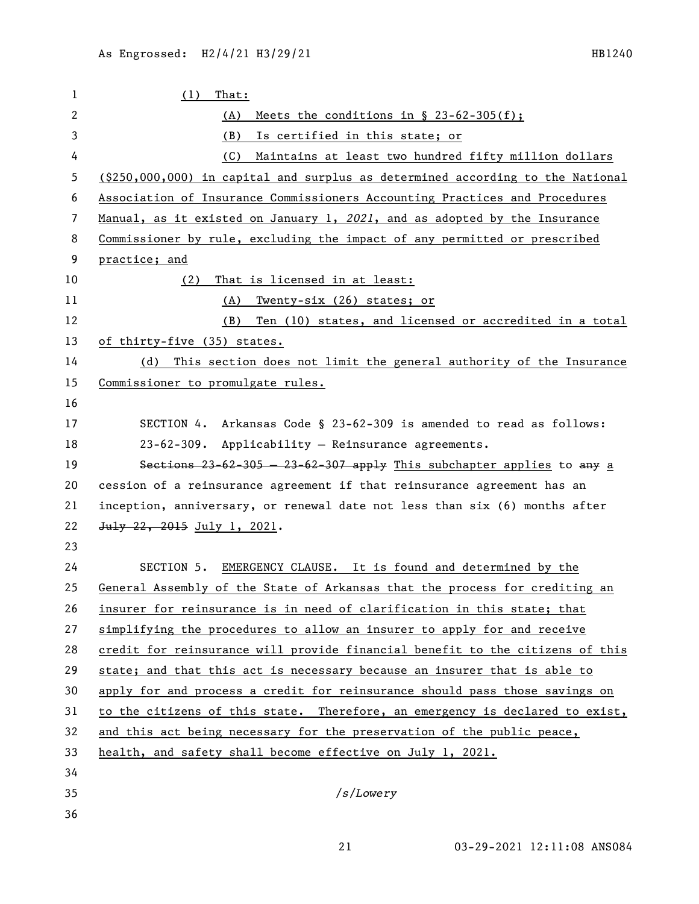(1) That:

(A) Meets the conditions in § 23-62-305(f);

(B) Is certified in this state; or

(C) Maintains at least two hundred fifty million dollars ($250,000,000) in capital and surplus as determined according to the National Association of Insurance Commissioners Accounting Practices and Procedures Manual, as it existed on January 1, *2021*, and as adopted by the Insurance Commissioner by rule, excluding the impact of any permitted or prescribed practice; and

(2) That is licensed in at least:

(A) Twenty-six (26) states; or

(B) Ten (10) states, and licensed or accredited in a total of thirty-five (35) states.

(d) This section does not limit the general authority of the Insurance Commissioner to promulgate rules.

SECTION 4. Arkansas Code § 23-62-309 is amended to read as follows:

23-62-309. Applicability — Reinsurance agreements.

~~Sections 23-62-305 — 23-62-307 apply~~ This subchapter applies to ~~any~~ a cession of a reinsurance agreement if that reinsurance agreement has an inception, anniversary, or renewal date not less than six (6) months after ~~July 22, 2015~~ July 1, 2021.

SECTION 5. EMERGENCY CLAUSE. It is found and determined by the General Assembly of the State of Arkansas that the process for crediting an insurer for reinsurance is in need of clarification in this state; that simplifying the procedures to allow an insurer to apply for and receive credit for reinsurance will provide financial benefit to the citizens of this state; and that this act is necessary because an insurer that is able to apply for and process a credit for reinsurance should pass those savings on to the citizens of this state. Therefore, an emergency is declared to exist, and this act being necessary for the preservation of the public peace, health, and safety shall become effective on July 1, 2021.

*/s/Lowery*